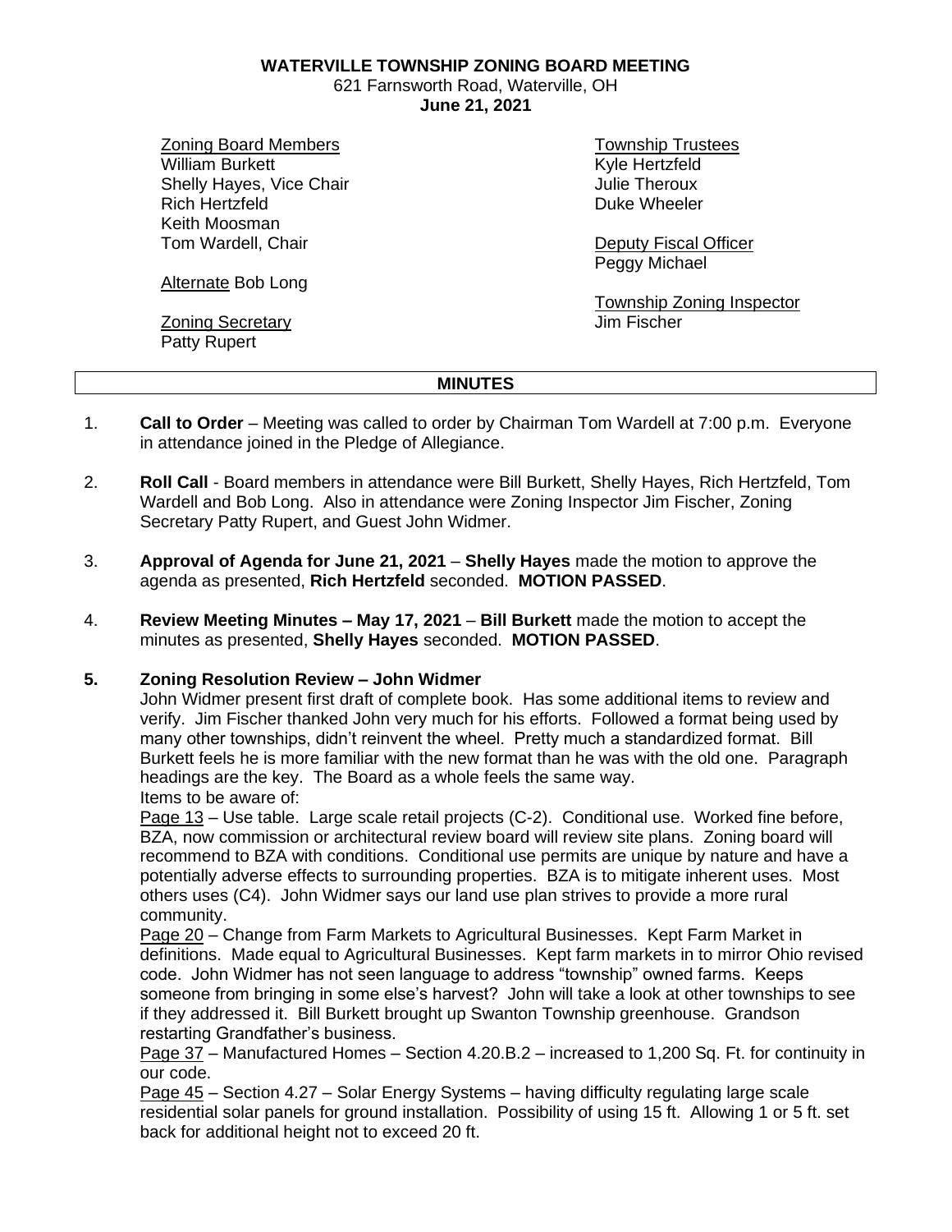**WATERVILLE TOWNSHIP ZONING BOARD MEETING**
621 Farnsworth Road, Waterville, OH
**June 21, 2021**

Zoning Board Members
William Burkett
Shelly Hayes, Vice Chair
Rich Hertzfeld
Keith Moosman
Tom Wardell, Chair

Alternate Bob Long

Zoning Secretary
Patty Rupert

Township Trustees
Kyle Hertzfeld
Julie Theroux
Duke Wheeler

Deputy Fiscal Officer
Peggy Michael

Township Zoning Inspector
Jim Fischer

**MINUTES**

1. **Call to Order** – Meeting was called to order by Chairman Tom Wardell at 7:00 p.m. Everyone in attendance joined in the Pledge of Allegiance.

2. **Roll Call** - Board members in attendance were Bill Burkett, Shelly Hayes, Rich Hertzfeld, Tom Wardell and Bob Long. Also in attendance were Zoning Inspector Jim Fischer, Zoning Secretary Patty Rupert, and Guest John Widmer.

3. **Approval of Agenda for June 21, 2021** – **Shelly Hayes** made the motion to approve the agenda as presented, **Rich Hertzfeld** seconded. **MOTION PASSED**.

4. **Review Meeting Minutes – May 17, 2021** – **Bill Burkett** made the motion to accept the minutes as presented, **Shelly Hayes** seconded. **MOTION PASSED**.

5. **Zoning Resolution Review – John Widmer**
John Widmer present first draft of complete book. Has some additional items to review and verify. Jim Fischer thanked John very much for his efforts. Followed a format being used by many other townships, didn't reinvent the wheel. Pretty much a standardized format. Bill Burkett feels he is more familiar with the new format than he was with the old one. Paragraph headings are the key. The Board as a whole feels the same way.
Items to be aware of:
Page 13 – Use table. Large scale retail projects (C-2). Conditional use. Worked fine before, BZA, now commission or architectural review board will review site plans. Zoning board will recommend to BZA with conditions. Conditional use permits are unique by nature and have a potentially adverse effects to surrounding properties. BZA is to mitigate inherent uses. Most others uses (C4). John Widmer says our land use plan strives to provide a more rural community.
Page 20 – Change from Farm Markets to Agricultural Businesses. Kept Farm Market in definitions. Made equal to Agricultural Businesses. Kept farm markets in to mirror Ohio revised code. John Widmer has not seen language to address "township" owned farms. Keeps someone from bringing in some else's harvest? John will take a look at other townships to see if they addressed it. Bill Burkett brought up Swanton Township greenhouse. Grandson restarting Grandfather's business.
Page 37 – Manufactured Homes – Section 4.20.B.2 – increased to 1,200 Sq. Ft. for continuity in our code.
Page 45 – Section 4.27 – Solar Energy Systems – having difficulty regulating large scale residential solar panels for ground installation. Possibility of using 15 ft. Allowing 1 or 5 ft. set back for additional height not to exceed 20 ft.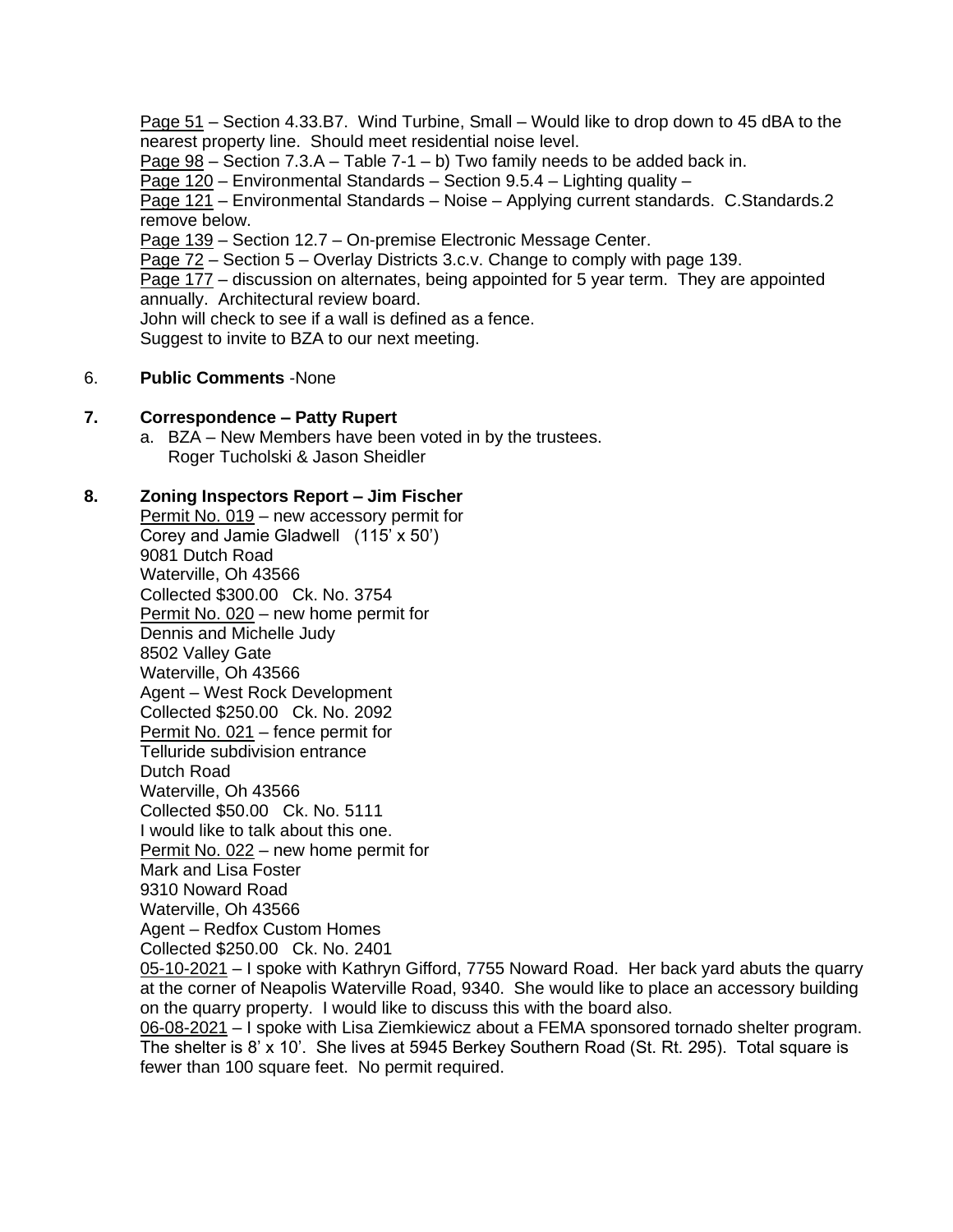Page 51 – Section 4.33.B7. Wind Turbine, Small – Would like to drop down to 45 dBA to the nearest property line. Should meet residential noise level.
Page 98 – Section 7.3.A – Table 7-1 – b) Two family needs to be added back in.
Page 120 – Environmental Standards – Section 9.5.4 – Lighting quality –
Page 121 – Environmental Standards – Noise – Applying current standards. C.Standards.2 remove below.
Page 139 – Section 12.7 – On-premise Electronic Message Center.
Page 72 – Section 5 – Overlay Districts 3.c.v. Change to comply with page 139.
Page 177 – discussion on alternates, being appointed for 5 year term. They are appointed annually. Architectural review board.
John will check to see if a wall is defined as a fence.
Suggest to invite to BZA to our next meeting.

6. **Public Comments** -None

**7. Correspondence – Patty Rupert**

a. BZA – New Members have been voted in by the trustees.
Roger Tucholski & Jason Sheidler

**8. Zoning Inspectors Report – Jim Fischer**

Permit No. 019 – new accessory permit for
Corey and Jamie Gladwell (115' x 50')
9081 Dutch Road
Waterville, Oh 43566
Collected $300.00 Ck. No. 3754

Permit No. 020 – new home permit for
Dennis and Michelle Judy
8502 Valley Gate
Waterville, Oh 43566
Agent – West Rock Development
Collected $250.00 Ck. No. 2092

Permit No. 021 – fence permit for
Telluride subdivision entrance
Dutch Road
Waterville, Oh 43566
Collected $50.00 Ck. No. 5111
I would like to talk about this one.

Permit No. 022 – new home permit for
Mark and Lisa Foster
9310 Noward Road
Waterville, Oh 43566
Agent – Redfox Custom Homes
Collected $250.00 Ck. No. 2401

05-10-2021 – I spoke with Kathryn Gifford, 7755 Noward Road. Her back yard abuts the quarry at the corner of Neapolis Waterville Road, 9340. She would like to place an accessory building on the quarry property. I would like to discuss this with the board also.

06-08-2021 – I spoke with Lisa Ziemkiewicz about a FEMA sponsored tornado shelter program. The shelter is 8' x 10'. She lives at 5945 Berkey Southern Road (St. Rt. 295). Total square is fewer than 100 square feet. No permit required.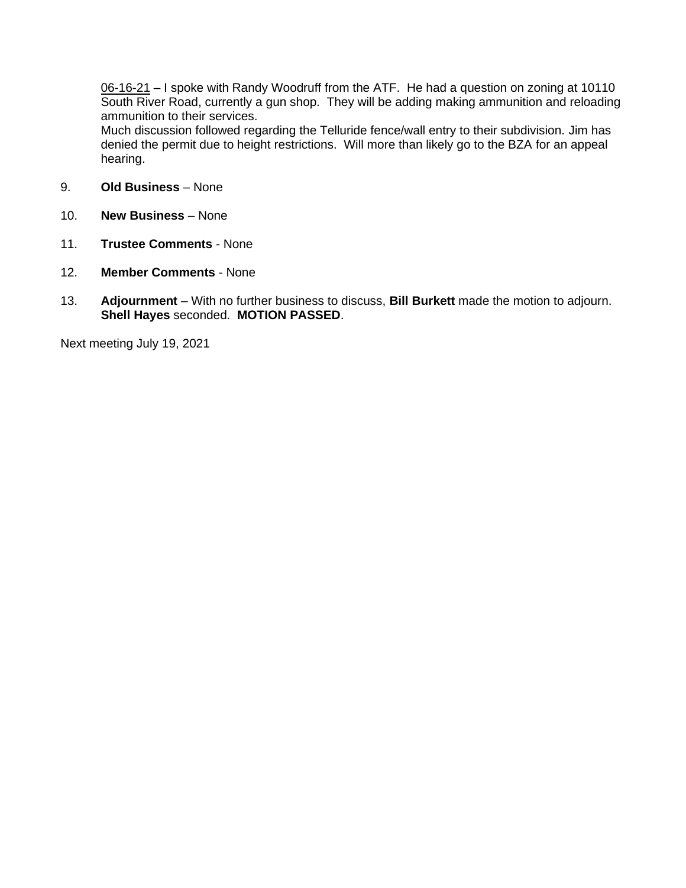06-16-21 – I spoke with Randy Woodruff from the ATF. He had a question on zoning at 10110 South River Road, currently a gun shop. They will be adding making ammunition and reloading ammunition to their services.
Much discussion followed regarding the Telluride fence/wall entry to their subdivision. Jim has denied the permit due to height restrictions. Will more than likely go to the BZA for an appeal hearing.

9. **Old Business** – None

10. **New Business** – None

11. **Trustee Comments** - None

12. **Member Comments** - None

13. **Adjournment** – With no further business to discuss, **Bill Burkett** made the motion to adjourn. **Shell Hayes** seconded. **MOTION PASSED**.

Next meeting July 19, 2021